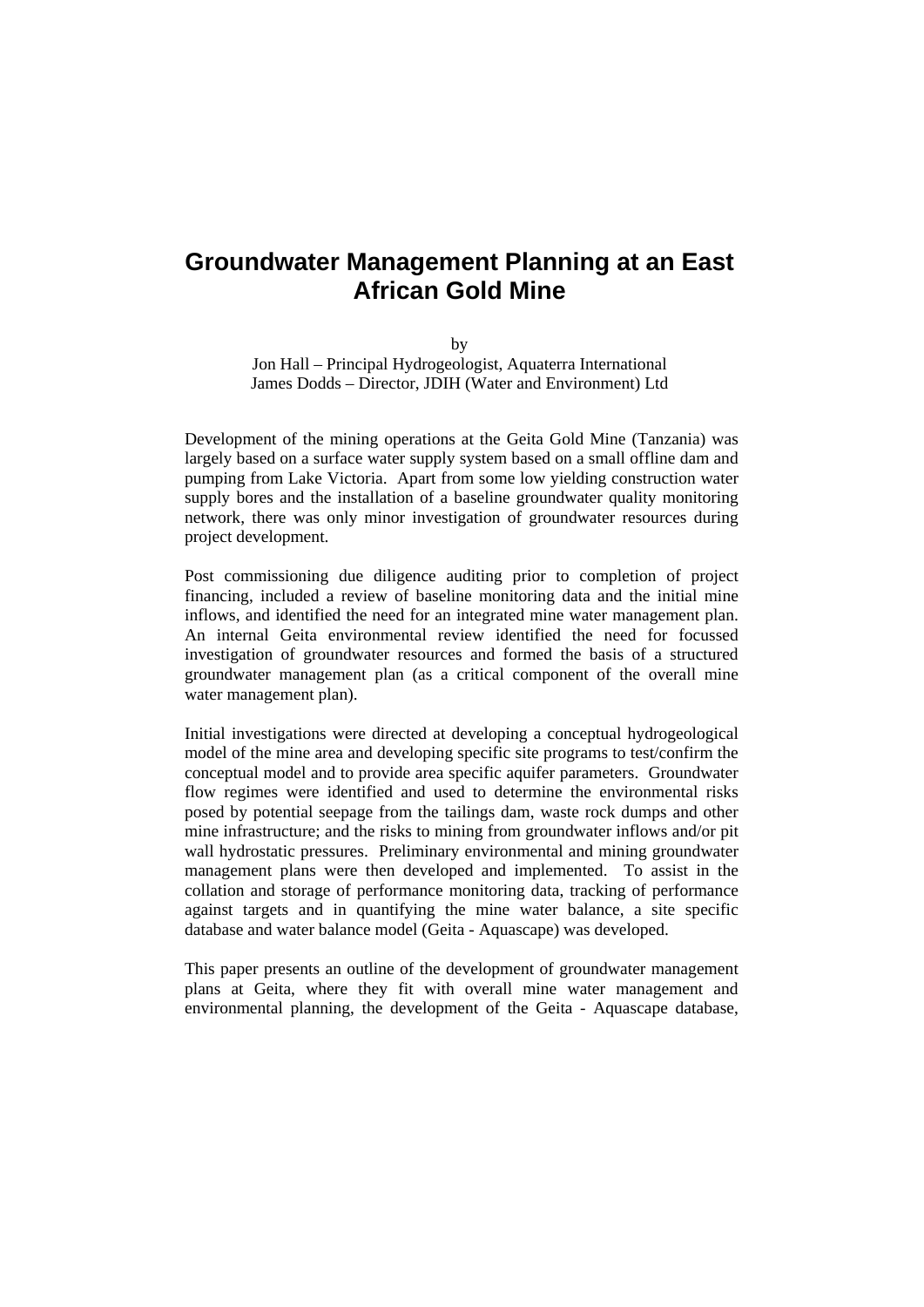# Groundwater Management Planning at an East African Gold Mine

by

Jon Hall – Principal Hydrogeologist, Aquaterra International
James Dodds – Director, JDIH (Water and Environment) Ltd

Development of the mining operations at the Geita Gold Mine (Tanzania) was largely based on a surface water supply system based on a small offline dam and pumping from Lake Victoria. Apart from some low yielding construction water supply bores and the installation of a baseline groundwater quality monitoring network, there was only minor investigation of groundwater resources during project development.

Post commissioning due diligence auditing prior to completion of project financing, included a review of baseline monitoring data and the initial mine inflows, and identified the need for an integrated mine water management plan. An internal Geita environmental review identified the need for focussed investigation of groundwater resources and formed the basis of a structured groundwater management plan (as a critical component of the overall mine water management plan).

Initial investigations were directed at developing a conceptual hydrogeological model of the mine area and developing specific site programs to test/confirm the conceptual model and to provide area specific aquifer parameters. Groundwater flow regimes were identified and used to determine the environmental risks posed by potential seepage from the tailings dam, waste rock dumps and other mine infrastructure; and the risks to mining from groundwater inflows and/or pit wall hydrostatic pressures. Preliminary environmental and mining groundwater management plans were then developed and implemented. To assist in the collation and storage of performance monitoring data, tracking of performance against targets and in quantifying the mine water balance, a site specific database and water balance model (Geita - Aquascape) was developed.

This paper presents an outline of the development of groundwater management plans at Geita, where they fit with overall mine water management and environmental planning, the development of the Geita - Aquascape database,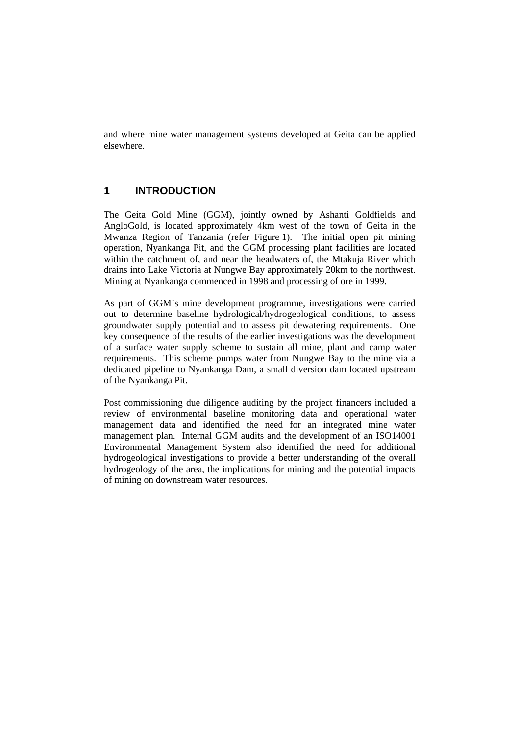and where mine water management systems developed at Geita can be applied elsewhere.

## 1 INTRODUCTION

The Geita Gold Mine (GGM), jointly owned by Ashanti Goldfields and AngloGold, is located approximately 4km west of the town of Geita in the Mwanza Region of Tanzania (refer Figure 1). The initial open pit mining operation, Nyankanga Pit, and the GGM processing plant facilities are located within the catchment of, and near the headwaters of, the Mtakuja River which drains into Lake Victoria at Nungwe Bay approximately 20km to the northwest. Mining at Nyankanga commenced in 1998 and processing of ore in 1999.

As part of GGM's mine development programme, investigations were carried out to determine baseline hydrological/hydrogeological conditions, to assess groundwater supply potential and to assess pit dewatering requirements. One key consequence of the results of the earlier investigations was the development of a surface water supply scheme to sustain all mine, plant and camp water requirements. This scheme pumps water from Nungwe Bay to the mine via a dedicated pipeline to Nyankanga Dam, a small diversion dam located upstream of the Nyankanga Pit.

Post commissioning due diligence auditing by the project financers included a review of environmental baseline monitoring data and operational water management data and identified the need for an integrated mine water management plan. Internal GGM audits and the development of an ISO14001 Environmental Management System also identified the need for additional hydrogeological investigations to provide a better understanding of the overall hydrogeology of the area, the implications for mining and the potential impacts of mining on downstream water resources.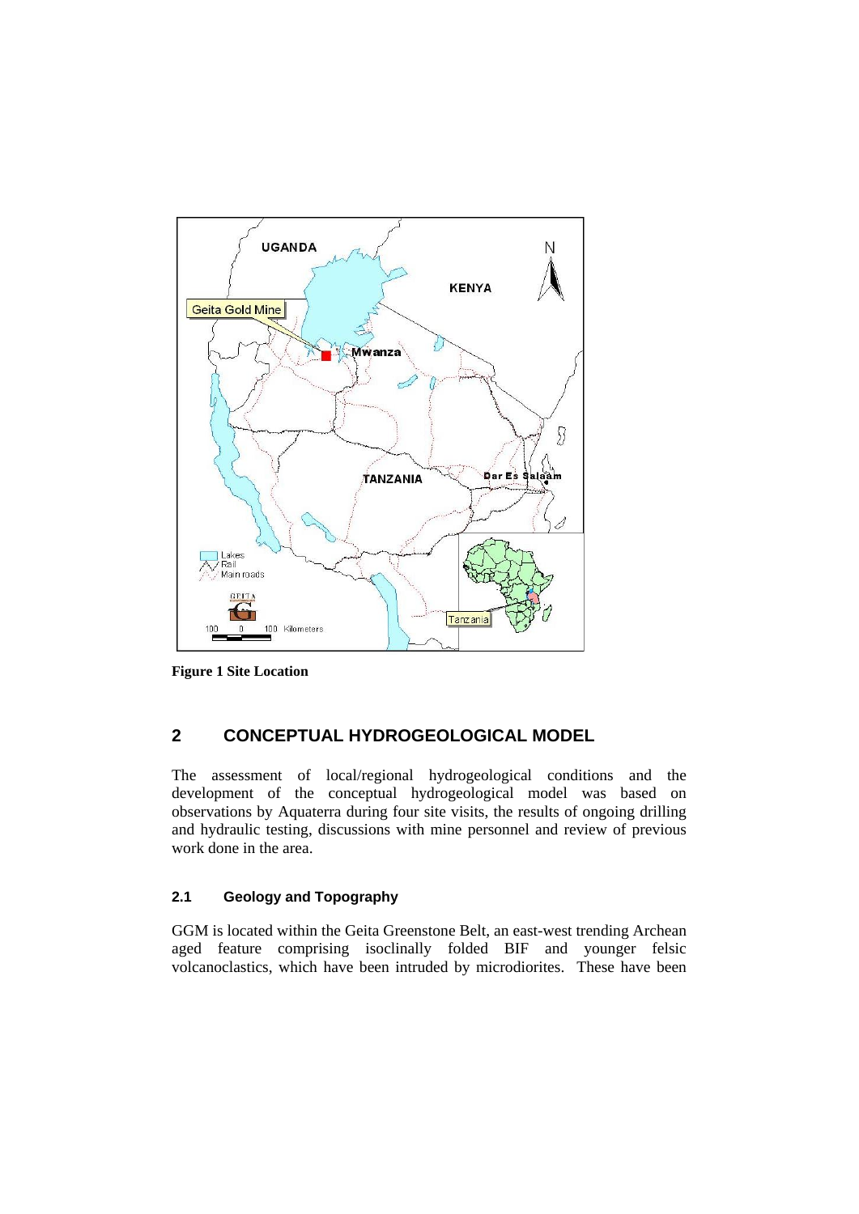**Figure 1 Site Location**

## 2 CONCEPTUAL HYDROGEOLOGICAL MODEL

The assessment of local/regional hydrogeological conditions and the development of the conceptual hydrogeological model was based on observations by Aquaterra during four site visits, the results of ongoing drilling and hydraulic testing, discussions with mine personnel and review of previous work done in the area.

### 2.1 Geology and Topography

GGM is located within the Geita Greenstone Belt, an east-west trending Archean aged feature comprising isoclinally folded BIF and younger felsic volcanoclastics, which have been intruded by microdiorites. These have been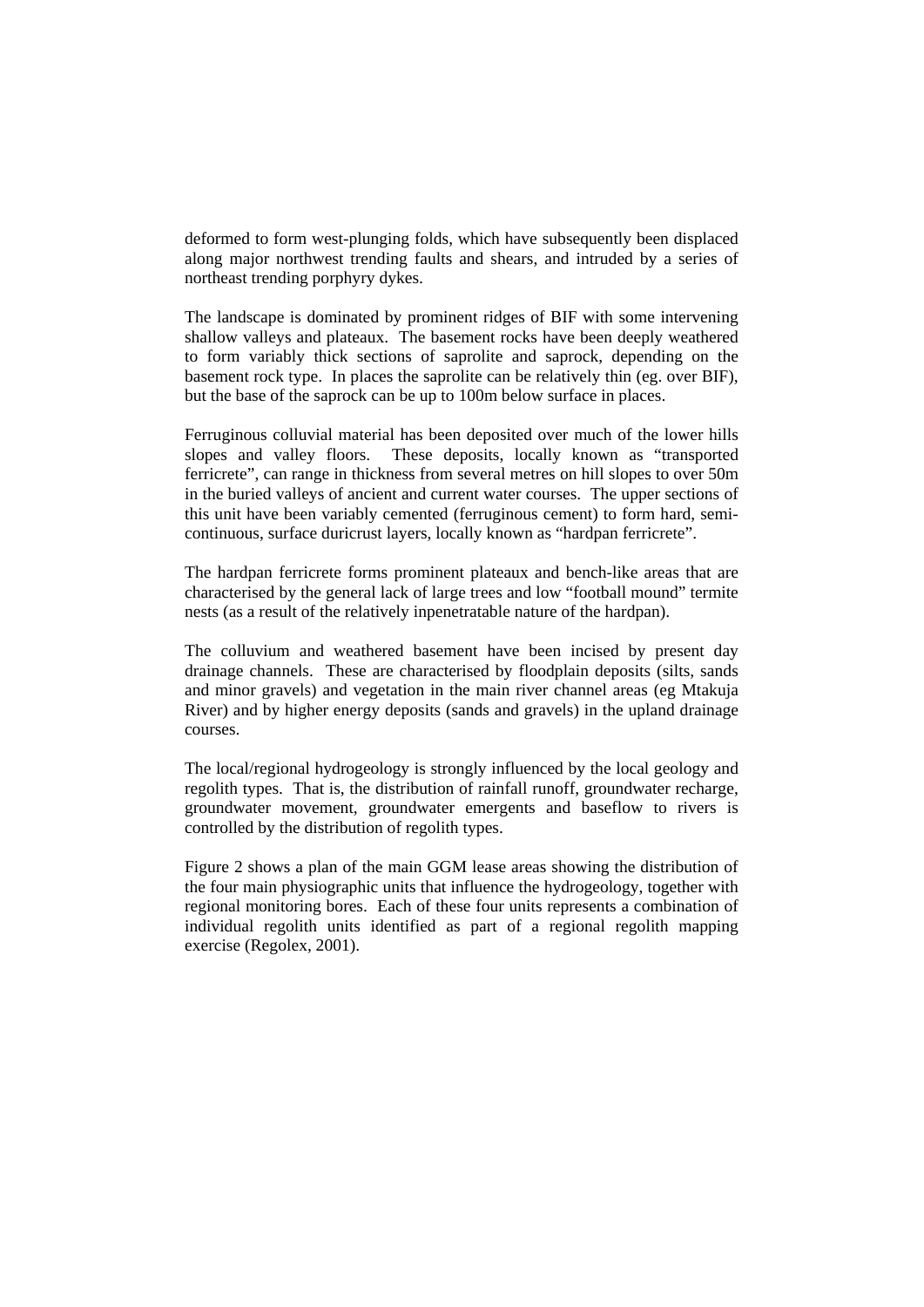deformed to form west-plunging folds, which have subsequently been displaced along major northwest trending faults and shears, and intruded by a series of northeast trending porphyry dykes.

The landscape is dominated by prominent ridges of BIF with some intervening shallow valleys and plateaux. The basement rocks have been deeply weathered to form variably thick sections of saprolite and saprock, depending on the basement rock type. In places the saprolite can be relatively thin (eg. over BIF), but the base of the saprock can be up to 100m below surface in places.

Ferruginous colluvial material has been deposited over much of the lower hills slopes and valley floors. These deposits, locally known as "transported ferricrete", can range in thickness from several metres on hill slopes to over 50m in the buried valleys of ancient and current water courses. The upper sections of this unit have been variably cemented (ferruginous cement) to form hard, semi-continuous, surface duricrust layers, locally known as "hardpan ferricrete".

The hardpan ferricrete forms prominent plateaux and bench-like areas that are characterised by the general lack of large trees and low "football mound" termite nests (as a result of the relatively inpenetratable nature of the hardpan).

The colluvium and weathered basement have been incised by present day drainage channels. These are characterised by floodplain deposits (silts, sands and minor gravels) and vegetation in the main river channel areas (eg Mtakuja River) and by higher energy deposits (sands and gravels) in the upland drainage courses.

The local/regional hydrogeology is strongly influenced by the local geology and regolith types. That is, the distribution of rainfall runoff, groundwater recharge, groundwater movement, groundwater emergents and baseflow to rivers is controlled by the distribution of regolith types.

Figure 2 shows a plan of the main GGM lease areas showing the distribution of the four main physiographic units that influence the hydrogeology, together with regional monitoring bores. Each of these four units represents a combination of individual regolith units identified as part of a regional regolith mapping exercise (Regolex, 2001).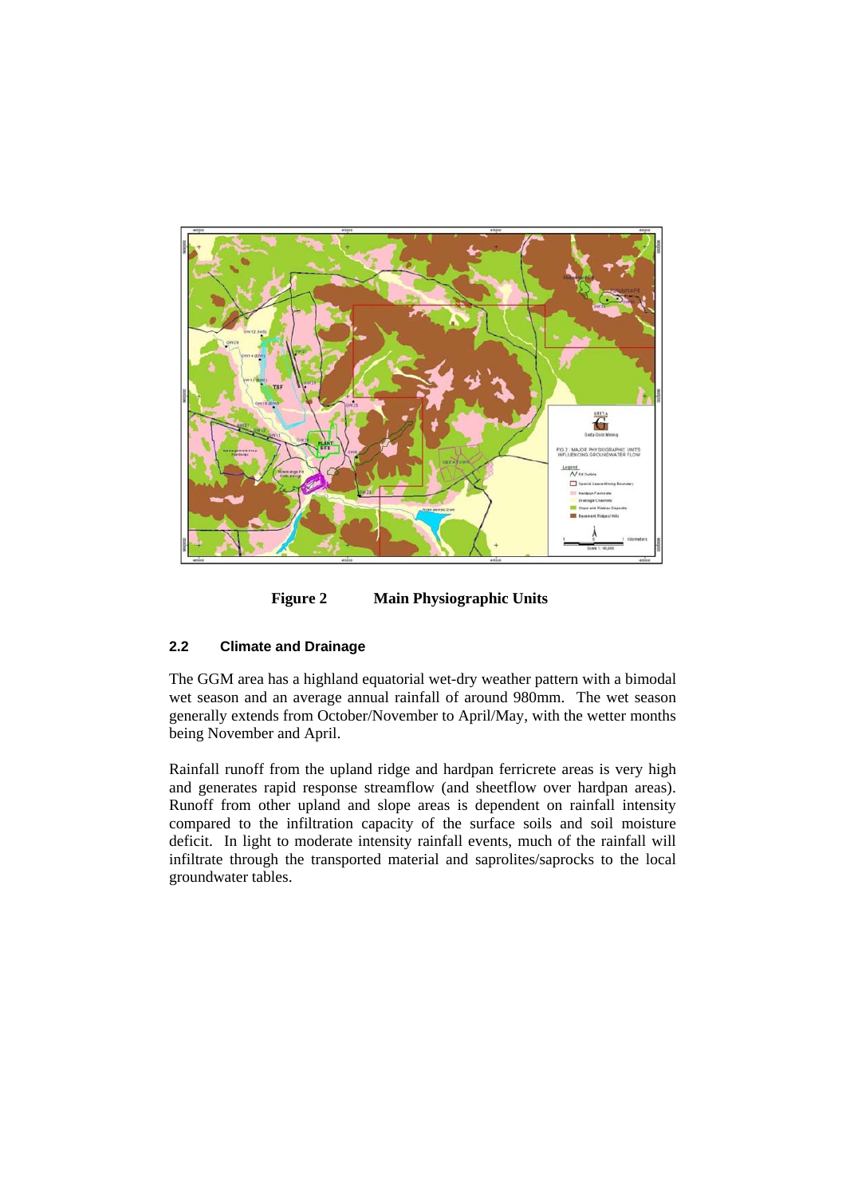**Figure 2 Main Physiographic Units**

### 2.2 Climate and Drainage

The GGM area has a highland equatorial wet-dry weather pattern with a bimodal wet season and an average annual rainfall of around 980mm. The wet season generally extends from October/November to April/May, with the wetter months being November and April.

Rainfall runoff from the upland ridge and hardpan ferricrete areas is very high and generates rapid response streamflow (and sheetflow over hardpan areas). Runoff from other upland and slope areas is dependent on rainfall intensity compared to the infiltration capacity of the surface soils and soil moisture deficit. In light to moderate intensity rainfall events, much of the rainfall will infiltrate through the transported material and saprolites/saprocks to the local groundwater tables.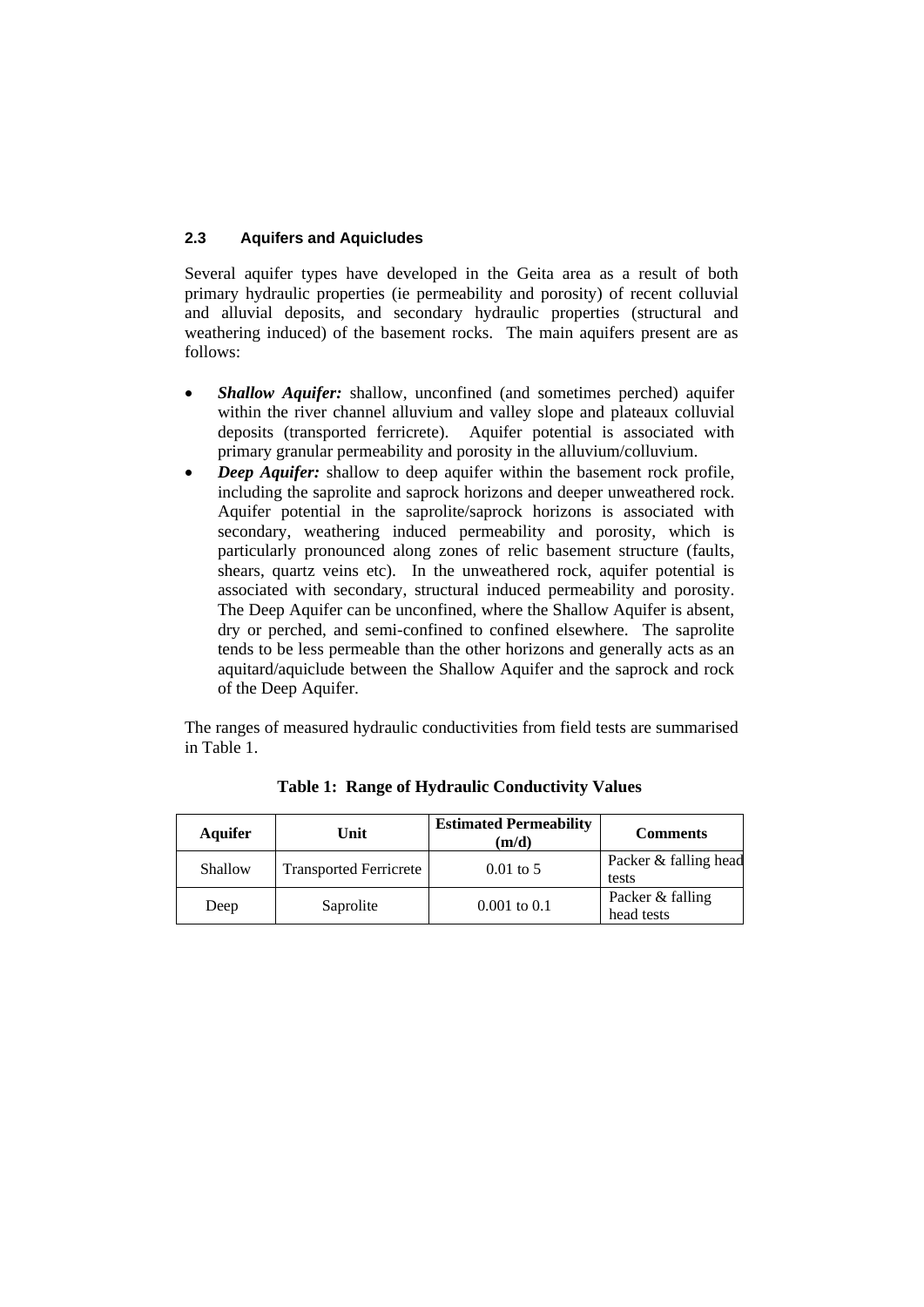## 2.3 Aquifers and Aquicludes

Several aquifer types have developed in the Geita area as a result of both primary hydraulic properties (ie permeability and porosity) of recent colluvial and alluvial deposits, and secondary hydraulic properties (structural and weathering induced) of the basement rocks. The main aquifers present are as follows:

- ***Shallow Aquifer:*** shallow, unconfined (and sometimes perched) aquifer within the river channel alluvium and valley slope and plateaux colluvial deposits (transported ferricrete). Aquifer potential is associated with primary granular permeability and porosity in the alluvium/colluvium.
- ***Deep Aquifer:*** shallow to deep aquifer within the basement rock profile, including the saprolite and saprock horizons and deeper unweathered rock. Aquifer potential in the saprolite/saprock horizons is associated with secondary, weathering induced permeability and porosity, which is particularly pronounced along zones of relic basement structure (faults, shears, quartz veins etc). In the unweathered rock, aquifer potential is associated with secondary, structural induced permeability and porosity. The Deep Aquifer can be unconfined, where the Shallow Aquifer is absent, dry or perched, and semi-confined to confined elsewhere. The saprolite tends to be less permeable than the other horizons and generally acts as an aquitard/aquiclude between the Shallow Aquifer and the saprock and rock of the Deep Aquifer.

The ranges of measured hydraulic conductivities from field tests are summarised in Table 1.

**Table 1: Range of Hydraulic Conductivity Values**

| Aquifer | Unit | Estimated Permeability (m/d) | Comments |
|---|---|---|---|
| Shallow | Transported Ferricrete | 0.01 to 5 | Packer & falling head tests |
| Deep | Saprolite | 0.001 to 0.1 | Packer & falling head tests |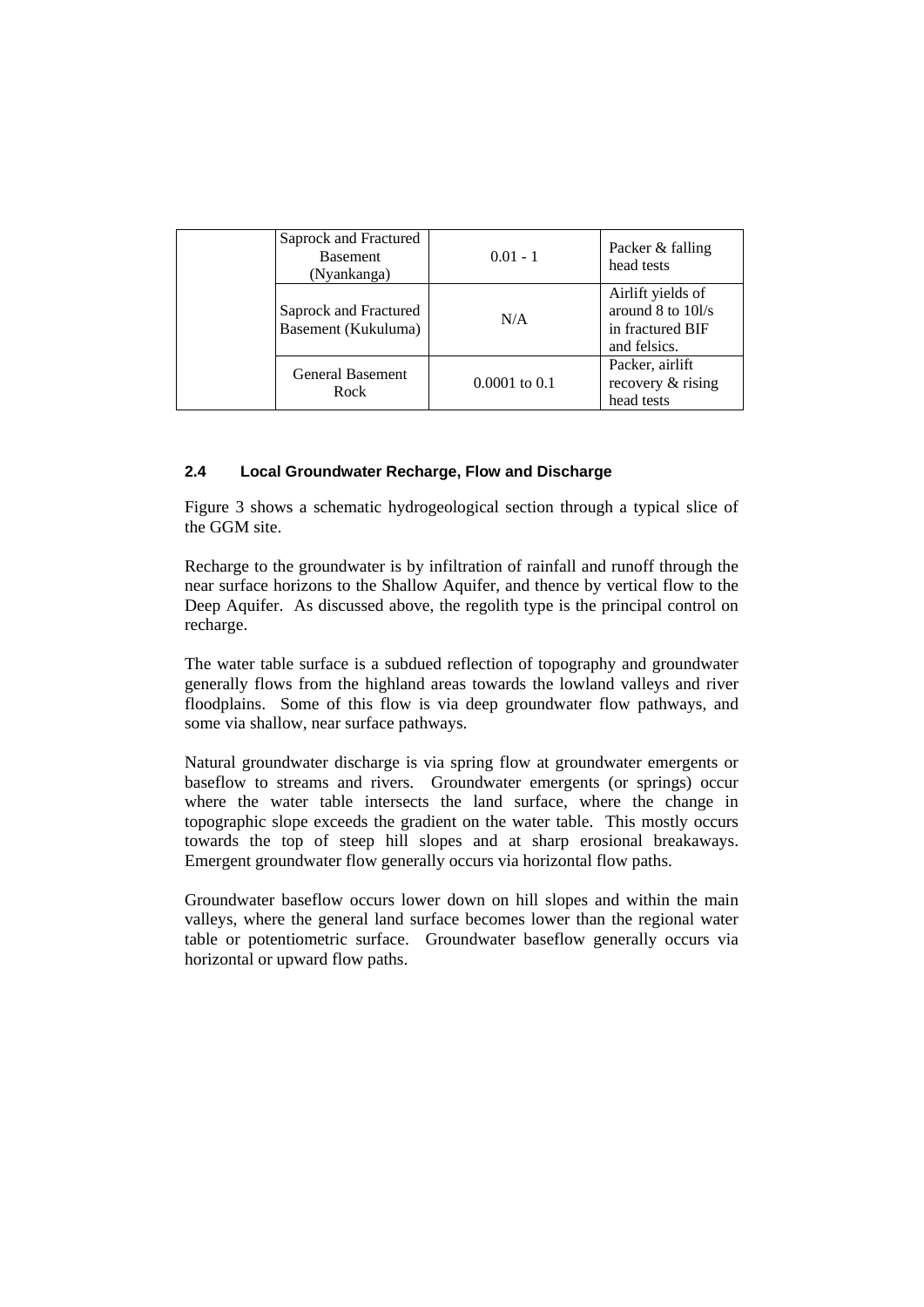|  | Saprock and Fractured Basement (Nyankanga) | 0.01 - 1 | Packer & falling head tests |
|---|---|---|---|
|  | Saprock and Fractured Basement (Kukuluma) | N/A | Airlift yields of around 8 to 10l/s in fractured BIF and felsics. |
|  | General Basement Rock | 0.0001 to 0.1 | Packer, airlift recovery & rising head tests |

### 2.4 Local Groundwater Recharge, Flow and Discharge

Figure 3 shows a schematic hydrogeological section through a typical slice of the GGM site.

Recharge to the groundwater is by infiltration of rainfall and runoff through the near surface horizons to the Shallow Aquifer, and thence by vertical flow to the Deep Aquifer. As discussed above, the regolith type is the principal control on recharge.

The water table surface is a subdued reflection of topography and groundwater generally flows from the highland areas towards the lowland valleys and river floodplains. Some of this flow is via deep groundwater flow pathways, and some via shallow, near surface pathways.

Natural groundwater discharge is via spring flow at groundwater emergents or baseflow to streams and rivers. Groundwater emergents (or springs) occur where the water table intersects the land surface, where the change in topographic slope exceeds the gradient on the water table. This mostly occurs towards the top of steep hill slopes and at sharp erosional breakaways. Emergent groundwater flow generally occurs via horizontal flow paths.

Groundwater baseflow occurs lower down on hill slopes and within the main valleys, where the general land surface becomes lower than the regional water table or potentiometric surface. Groundwater baseflow generally occurs via horizontal or upward flow paths.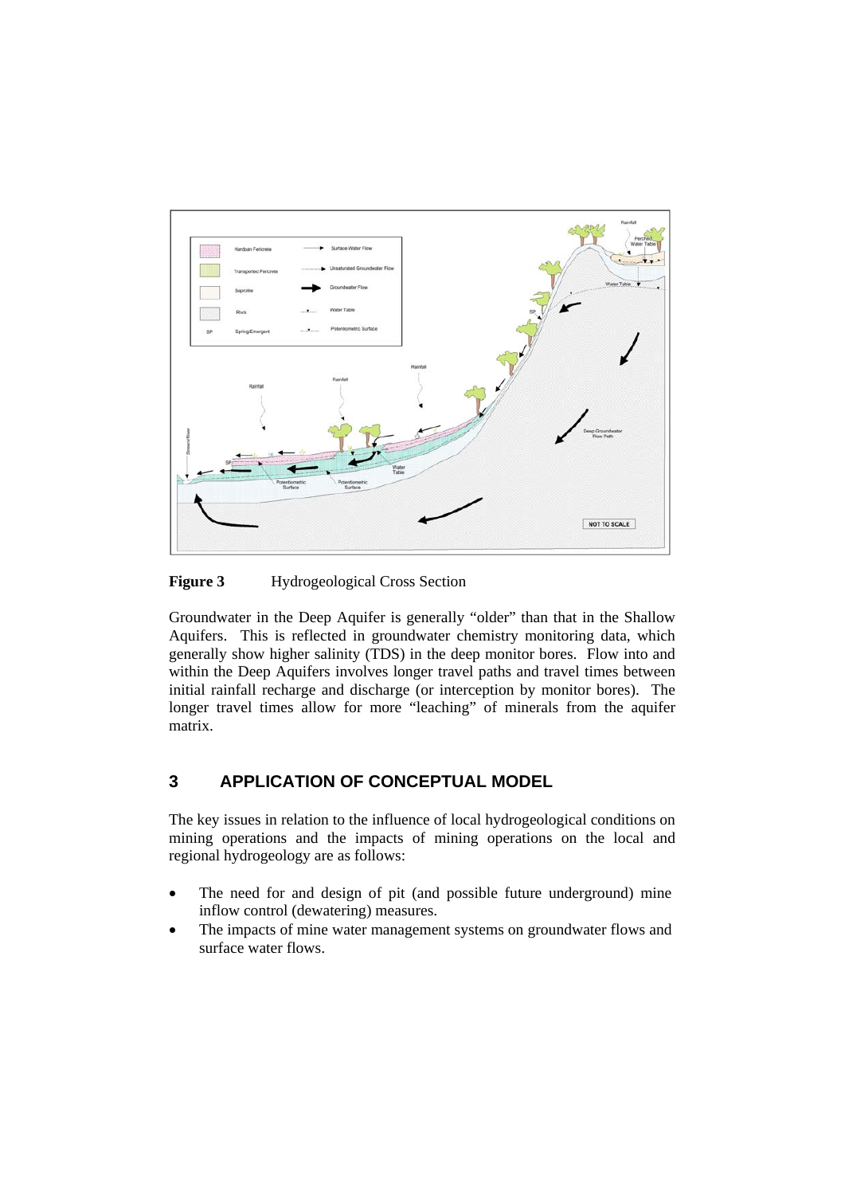**Figure 3** Hydrogeological Cross Section

Groundwater in the Deep Aquifer is generally "older" than that in the Shallow Aquifers. This is reflected in groundwater chemistry monitoring data, which generally show higher salinity (TDS) in the deep monitor bores. Flow into and within the Deep Aquifers involves longer travel paths and travel times between initial rainfall recharge and discharge (or interception by monitor bores). The longer travel times allow for more "leaching" of minerals from the aquifer matrix.

## 3 APPLICATION OF CONCEPTUAL MODEL

The key issues in relation to the influence of local hydrogeological conditions on mining operations and the impacts of mining operations on the local and regional hydrogeology are as follows:

- The need for and design of pit (and possible future underground) mine inflow control (dewatering) measures.
- The impacts of mine water management systems on groundwater flows and surface water flows.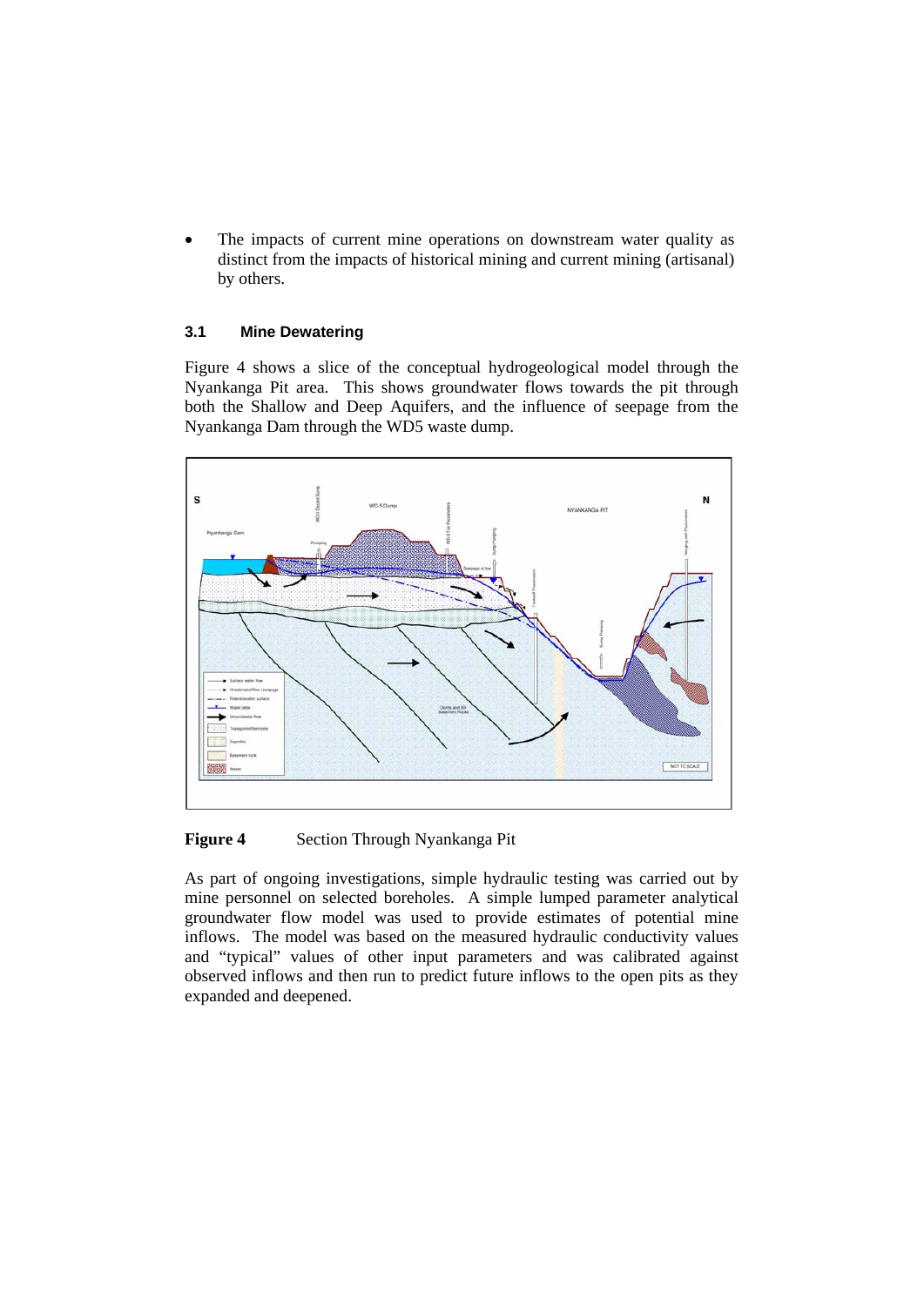- The impacts of current mine operations on downstream water quality as distinct from the impacts of historical mining and current mining (artisanal) by others.

### 3.1 Mine Dewatering

Figure 4 shows a slice of the conceptual hydrogeological model through the Nyankanga Pit area. This shows groundwater flows towards the pit through both the Shallow and Deep Aquifers, and the influence of seepage from the Nyankanga Dam through the WD5 waste dump.

**Figure 4** Section Through Nyankanga Pit

As part of ongoing investigations, simple hydraulic testing was carried out by mine personnel on selected boreholes. A simple lumped parameter analytical groundwater flow model was used to provide estimates of potential mine inflows. The model was based on the measured hydraulic conductivity values and "typical" values of other input parameters and was calibrated against observed inflows and then run to predict future inflows to the open pits as they expanded and deepened.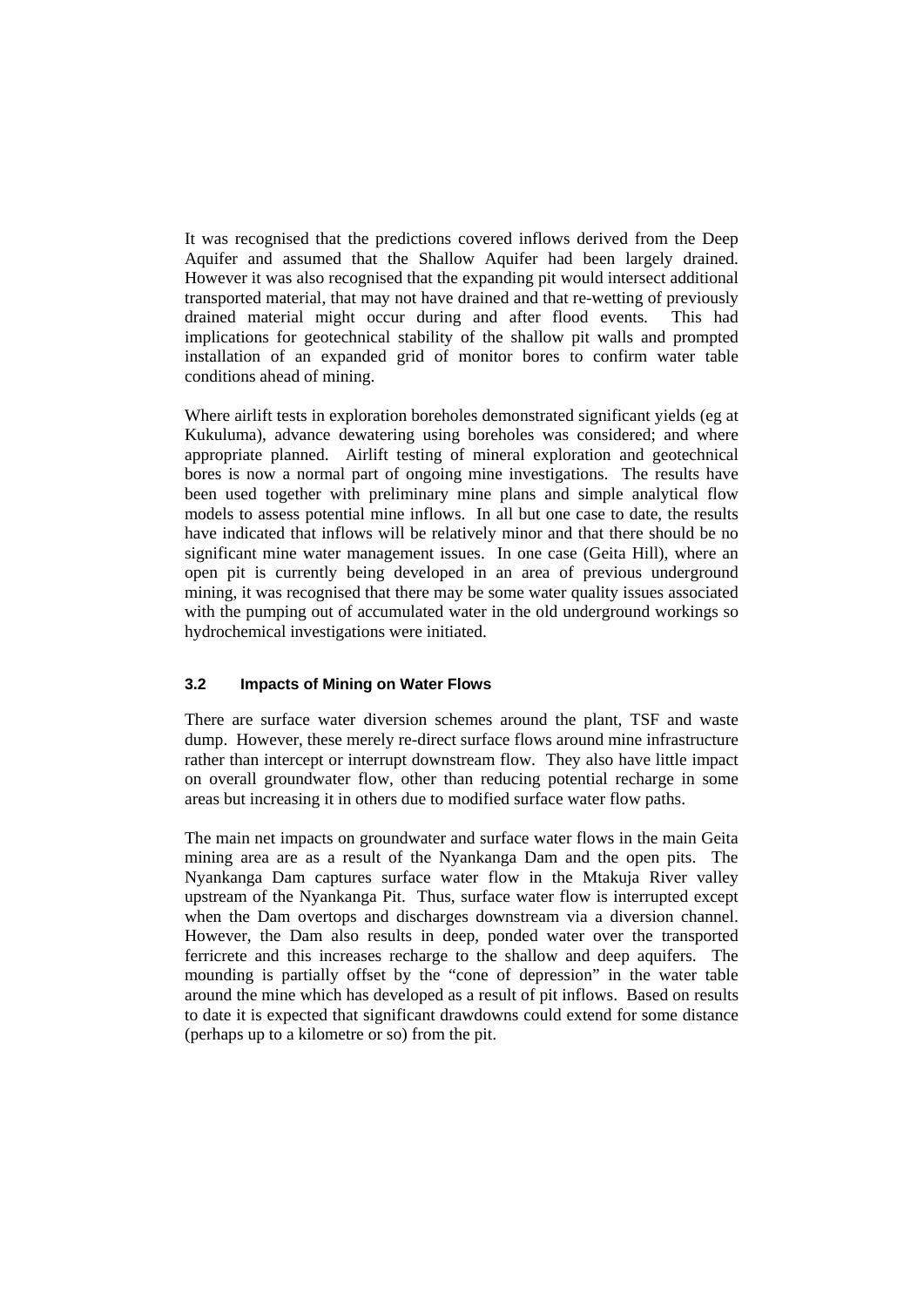It was recognised that the predictions covered inflows derived from the Deep Aquifer and assumed that the Shallow Aquifer had been largely drained. However it was also recognised that the expanding pit would intersect additional transported material, that may not have drained and that re-wetting of previously drained material might occur during and after flood events. This had implications for geotechnical stability of the shallow pit walls and prompted installation of an expanded grid of monitor bores to confirm water table conditions ahead of mining.

Where airlift tests in exploration boreholes demonstrated significant yields (eg at Kukuluma), advance dewatering using boreholes was considered; and where appropriate planned. Airlift testing of mineral exploration and geotechnical bores is now a normal part of ongoing mine investigations. The results have been used together with preliminary mine plans and simple analytical flow models to assess potential mine inflows. In all but one case to date, the results have indicated that inflows will be relatively minor and that there should be no significant mine water management issues. In one case (Geita Hill), where an open pit is currently being developed in an area of previous underground mining, it was recognised that there may be some water quality issues associated with the pumping out of accumulated water in the old underground workings so hydrochemical investigations were initiated.

### 3.2 Impacts of Mining on Water Flows

There are surface water diversion schemes around the plant, TSF and waste dump. However, these merely re-direct surface flows around mine infrastructure rather than intercept or interrupt downstream flow. They also have little impact on overall groundwater flow, other than reducing potential recharge in some areas but increasing it in others due to modified surface water flow paths.

The main net impacts on groundwater and surface water flows in the main Geita mining area are as a result of the Nyankanga Dam and the open pits. The Nyankanga Dam captures surface water flow in the Mtakuja River valley upstream of the Nyankanga Pit. Thus, surface water flow is interrupted except when the Dam overtops and discharges downstream via a diversion channel. However, the Dam also results in deep, ponded water over the transported ferricrete and this increases recharge to the shallow and deep aquifers. The mounding is partially offset by the "cone of depression" in the water table around the mine which has developed as a result of pit inflows. Based on results to date it is expected that significant drawdowns could extend for some distance (perhaps up to a kilometre or so) from the pit.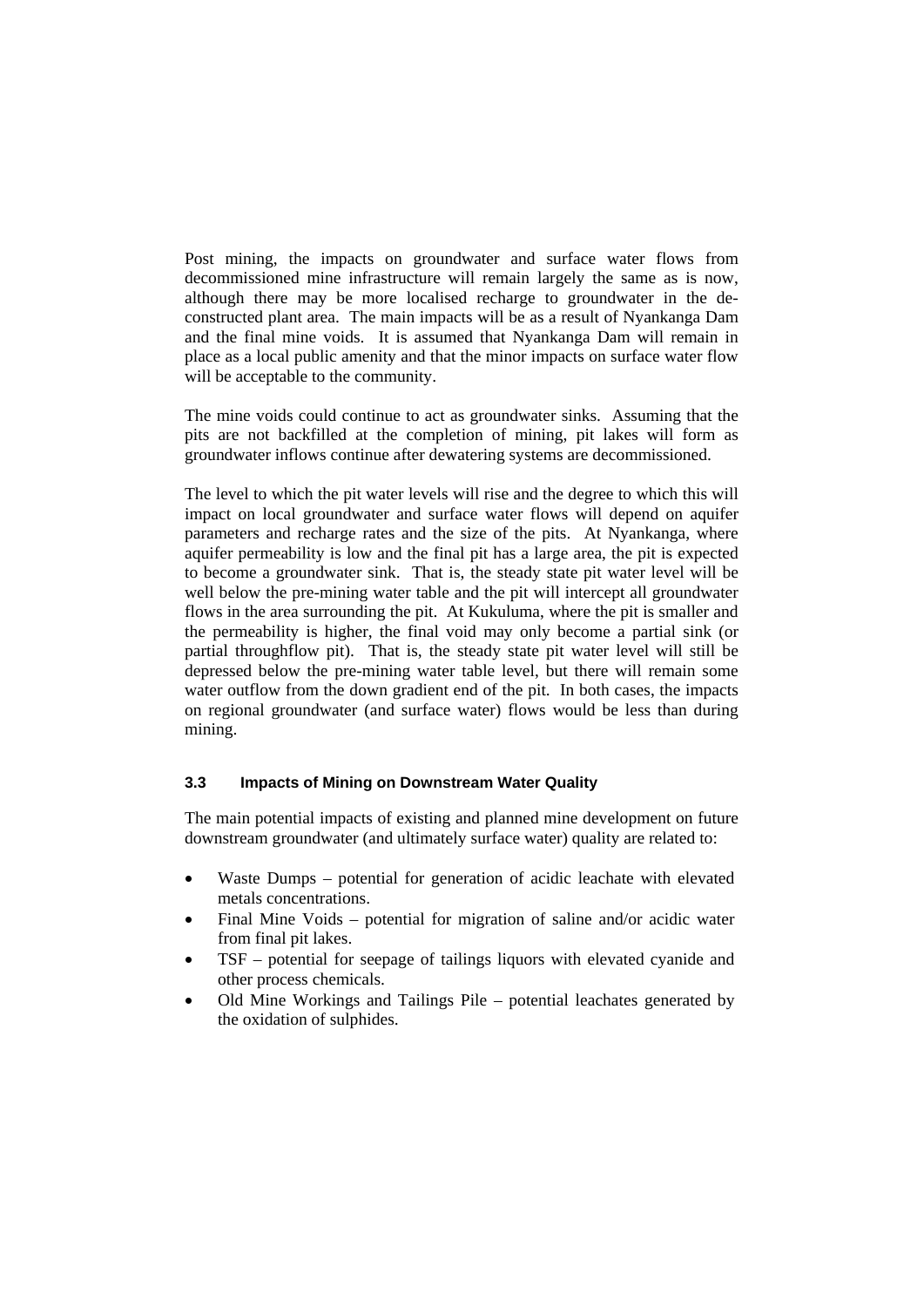Post mining, the impacts on groundwater and surface water flows from decommissioned mine infrastructure will remain largely the same as is now, although there may be more localised recharge to groundwater in the de-constructed plant area. The main impacts will be as a result of Nyankanga Dam and the final mine voids. It is assumed that Nyankanga Dam will remain in place as a local public amenity and that the minor impacts on surface water flow will be acceptable to the community.

The mine voids could continue to act as groundwater sinks. Assuming that the pits are not backfilled at the completion of mining, pit lakes will form as groundwater inflows continue after dewatering systems are decommissioned.

The level to which the pit water levels will rise and the degree to which this will impact on local groundwater and surface water flows will depend on aquifer parameters and recharge rates and the size of the pits. At Nyankanga, where aquifer permeability is low and the final pit has a large area, the pit is expected to become a groundwater sink. That is, the steady state pit water level will be well below the pre-mining water table and the pit will intercept all groundwater flows in the area surrounding the pit. At Kukuluma, where the pit is smaller and the permeability is higher, the final void may only become a partial sink (or partial throughflow pit). That is, the steady state pit water level will still be depressed below the pre-mining water table level, but there will remain some water outflow from the down gradient end of the pit. In both cases, the impacts on regional groundwater (and surface water) flows would be less than during mining.

### 3.3 Impacts of Mining on Downstream Water Quality

The main potential impacts of existing and planned mine development on future downstream groundwater (and ultimately surface water) quality are related to:

- Waste Dumps – potential for generation of acidic leachate with elevated metals concentrations.
- Final Mine Voids – potential for migration of saline and/or acidic water from final pit lakes.
- TSF – potential for seepage of tailings liquors with elevated cyanide and other process chemicals.
- Old Mine Workings and Tailings Pile – potential leachates generated by the oxidation of sulphides.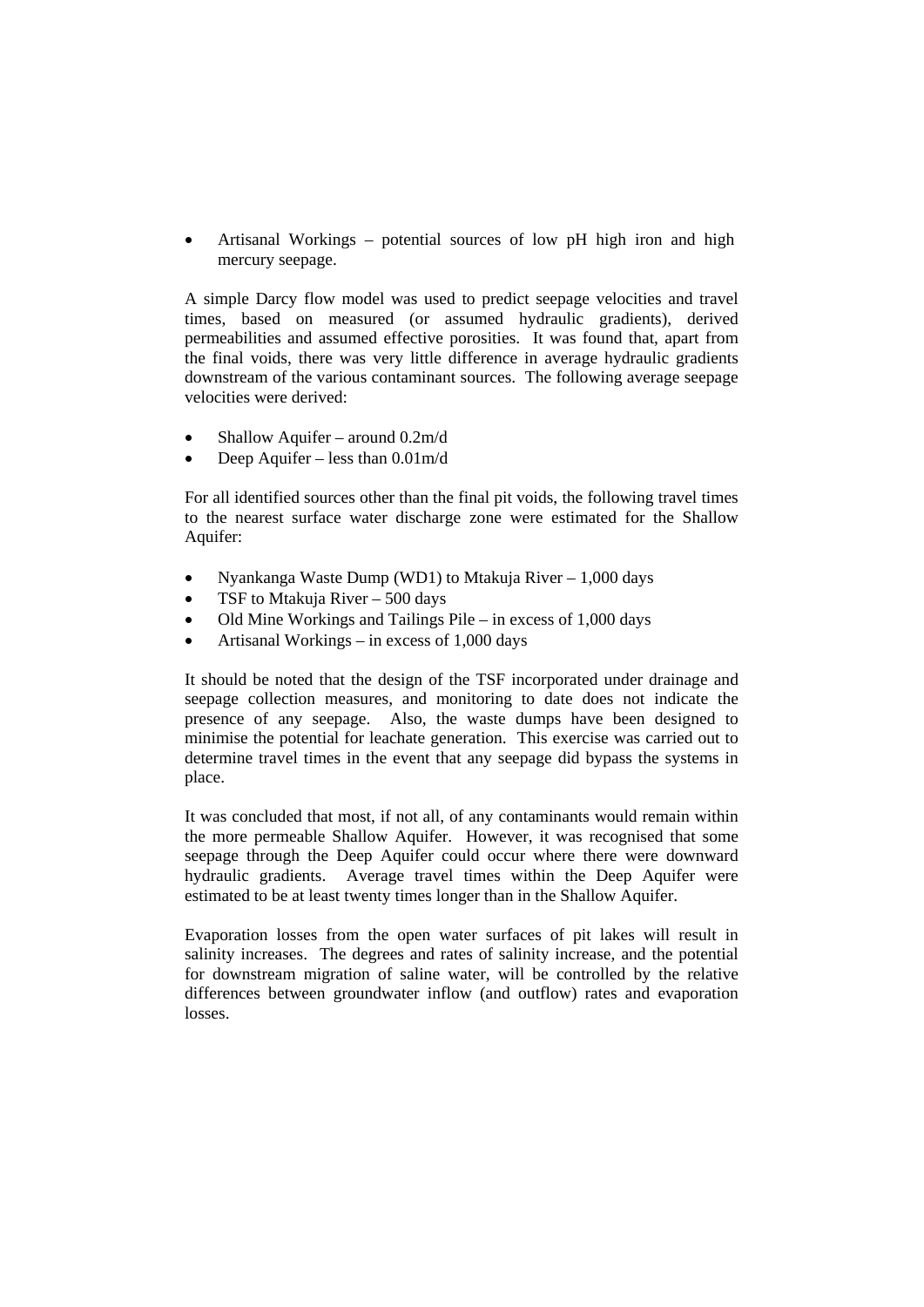- Artisanal Workings – potential sources of low pH high iron and high mercury seepage.

A simple Darcy flow model was used to predict seepage velocities and travel times, based on measured (or assumed hydraulic gradients), derived permeabilities and assumed effective porosities. It was found that, apart from the final voids, there was very little difference in average hydraulic gradients downstream of the various contaminant sources. The following average seepage velocities were derived:

- Shallow Aquifer – around 0.2m/d
- Deep Aquifer – less than 0.01m/d

For all identified sources other than the final pit voids, the following travel times to the nearest surface water discharge zone were estimated for the Shallow Aquifer:

- Nyankanga Waste Dump (WD1) to Mtakuja River – 1,000 days
- TSF to Mtakuja River – 500 days
- Old Mine Workings and Tailings Pile – in excess of 1,000 days
- Artisanal Workings – in excess of 1,000 days

It should be noted that the design of the TSF incorporated under drainage and seepage collection measures, and monitoring to date does not indicate the presence of any seepage. Also, the waste dumps have been designed to minimise the potential for leachate generation. This exercise was carried out to determine travel times in the event that any seepage did bypass the systems in place.

It was concluded that most, if not all, of any contaminants would remain within the more permeable Shallow Aquifer. However, it was recognised that some seepage through the Deep Aquifer could occur where there were downward hydraulic gradients. Average travel times within the Deep Aquifer were estimated to be at least twenty times longer than in the Shallow Aquifer.

Evaporation losses from the open water surfaces of pit lakes will result in salinity increases. The degrees and rates of salinity increase, and the potential for downstream migration of saline water, will be controlled by the relative differences between groundwater inflow (and outflow) rates and evaporation losses.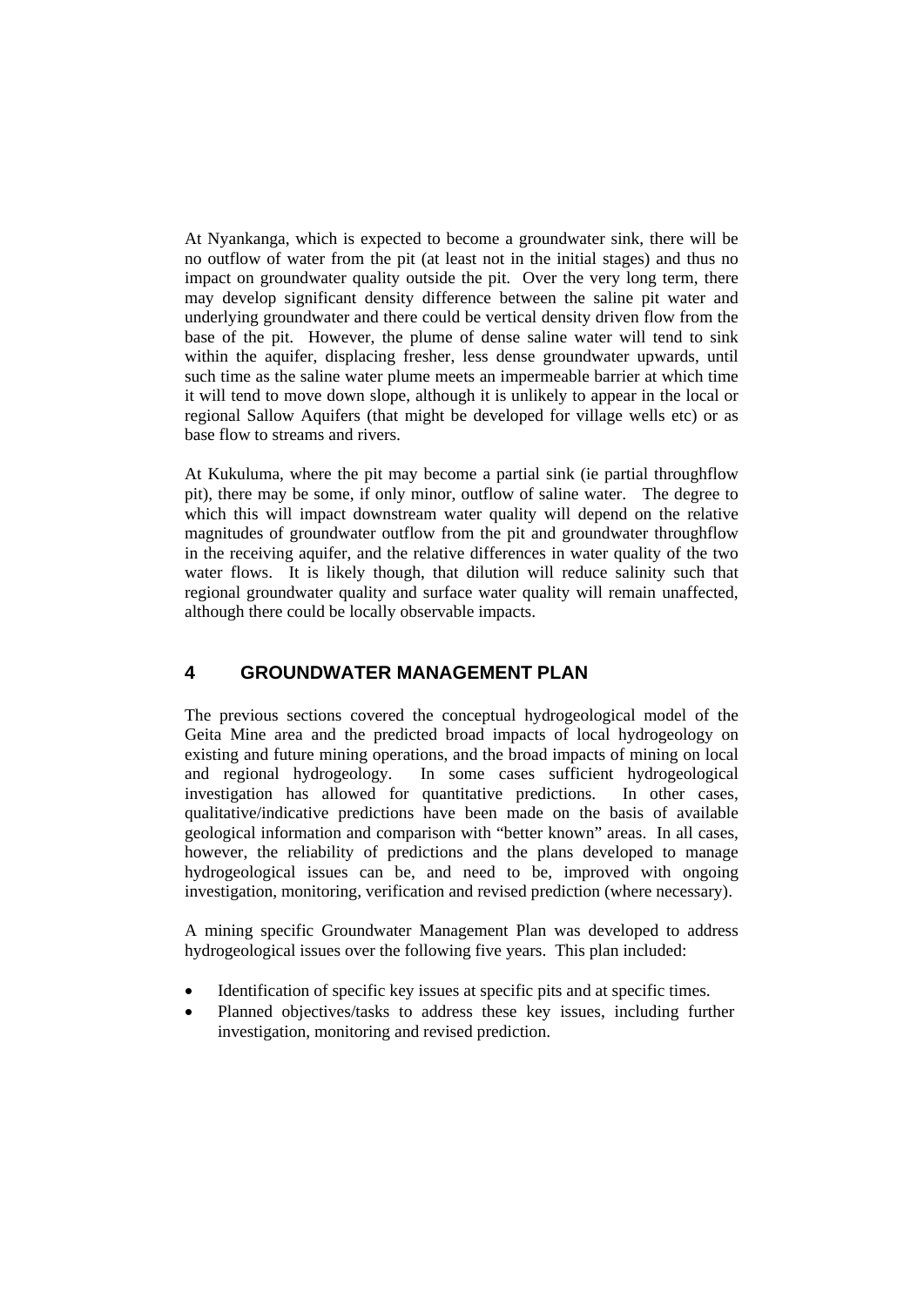At Nyankanga, which is expected to become a groundwater sink, there will be no outflow of water from the pit (at least not in the initial stages) and thus no impact on groundwater quality outside the pit. Over the very long term, there may develop significant density difference between the saline pit water and underlying groundwater and there could be vertical density driven flow from the base of the pit. However, the plume of dense saline water will tend to sink within the aquifer, displacing fresher, less dense groundwater upwards, until such time as the saline water plume meets an impermeable barrier at which time it will tend to move down slope, although it is unlikely to appear in the local or regional Sallow Aquifers (that might be developed for village wells etc) or as base flow to streams and rivers.

At Kukuluma, where the pit may become a partial sink (ie partial throughflow pit), there may be some, if only minor, outflow of saline water. The degree to which this will impact downstream water quality will depend on the relative magnitudes of groundwater outflow from the pit and groundwater throughflow in the receiving aquifer, and the relative differences in water quality of the two water flows. It is likely though, that dilution will reduce salinity such that regional groundwater quality and surface water quality will remain unaffected, although there could be locally observable impacts.

# 4 GROUNDWATER MANAGEMENT PLAN

The previous sections covered the conceptual hydrogeological model of the Geita Mine area and the predicted broad impacts of local hydrogeology on existing and future mining operations, and the broad impacts of mining on local and regional hydrogeology. In some cases sufficient hydrogeological investigation has allowed for quantitative predictions. In other cases, qualitative/indicative predictions have been made on the basis of available geological information and comparison with "better known" areas. In all cases, however, the reliability of predictions and the plans developed to manage hydrogeological issues can be, and need to be, improved with ongoing investigation, monitoring, verification and revised prediction (where necessary).

A mining specific Groundwater Management Plan was developed to address hydrogeological issues over the following five years. This plan included:

- Identification of specific key issues at specific pits and at specific times.
- Planned objectives/tasks to address these key issues, including further investigation, monitoring and revised prediction.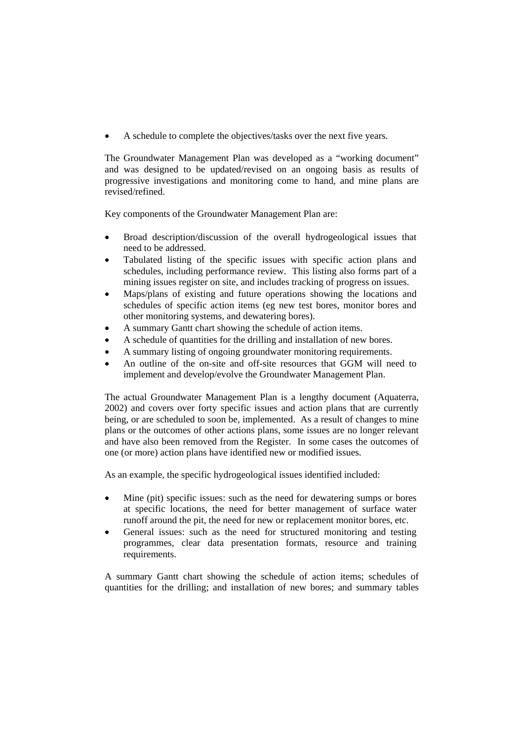- A schedule to complete the objectives/tasks over the next five years.

The Groundwater Management Plan was developed as a "working document" and was designed to be updated/revised on an ongoing basis as results of progressive investigations and monitoring come to hand, and mine plans are revised/refined.

Key components of the Groundwater Management Plan are:

- Broad description/discussion of the overall hydrogeological issues that need to be addressed.
- Tabulated listing of the specific issues with specific action plans and schedules, including performance review. This listing also forms part of a mining issues register on site, and includes tracking of progress on issues.
- Maps/plans of existing and future operations showing the locations and schedules of specific action items (eg new test bores, monitor bores and other monitoring systems, and dewatering bores).
- A summary Gantt chart showing the schedule of action items.
- A schedule of quantities for the drilling and installation of new bores.
- A summary listing of ongoing groundwater monitoring requirements.
- An outline of the on-site and off-site resources that GGM will need to implement and develop/evolve the Groundwater Management Plan.

The actual Groundwater Management Plan is a lengthy document (Aquaterra, 2002) and covers over forty specific issues and action plans that are currently being, or are scheduled to soon be, implemented. As a result of changes to mine plans or the outcomes of other actions plans, some issues are no longer relevant and have also been removed from the Register. In some cases the outcomes of one (or more) action plans have identified new or modified issues.

As an example, the specific hydrogeological issues identified included:

- Mine (pit) specific issues: such as the need for dewatering sumps or bores at specific locations, the need for better management of surface water runoff around the pit, the need for new or replacement monitor bores, etc.
- General issues: such as the need for structured monitoring and testing programmes, clear data presentation formats, resource and training requirements.

A summary Gantt chart showing the schedule of action items; schedules of quantities for the drilling; and installation of new bores; and summary tables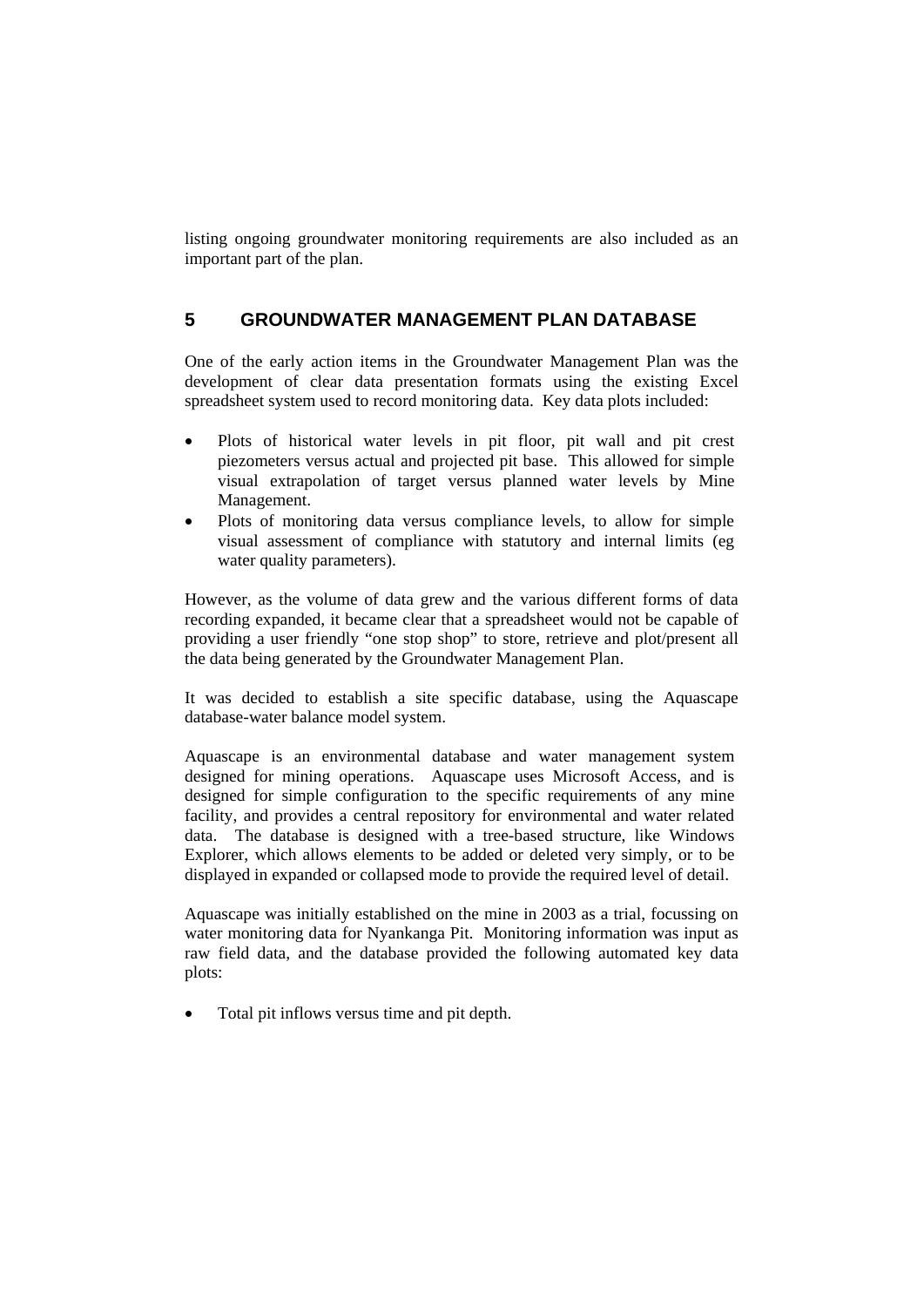listing ongoing groundwater monitoring requirements are also included as an important part of the plan.

## 5 GROUNDWATER MANAGEMENT PLAN DATABASE

One of the early action items in the Groundwater Management Plan was the development of clear data presentation formats using the existing Excel spreadsheet system used to record monitoring data. Key data plots included:

- Plots of historical water levels in pit floor, pit wall and pit crest piezometers versus actual and projected pit base. This allowed for simple visual extrapolation of target versus planned water levels by Mine Management.
- Plots of monitoring data versus compliance levels, to allow for simple visual assessment of compliance with statutory and internal limits (eg water quality parameters).

However, as the volume of data grew and the various different forms of data recording expanded, it became clear that a spreadsheet would not be capable of providing a user friendly "one stop shop" to store, retrieve and plot/present all the data being generated by the Groundwater Management Plan.

It was decided to establish a site specific database, using the Aquascape database-water balance model system.

Aquascape is an environmental database and water management system designed for mining operations. Aquascape uses Microsoft Access, and is designed for simple configuration to the specific requirements of any mine facility, and provides a central repository for environmental and water related data. The database is designed with a tree-based structure, like Windows Explorer, which allows elements to be added or deleted very simply, or to be displayed in expanded or collapsed mode to provide the required level of detail.

Aquascape was initially established on the mine in 2003 as a trial, focussing on water monitoring data for Nyankanga Pit. Monitoring information was input as raw field data, and the database provided the following automated key data plots:

- Total pit inflows versus time and pit depth.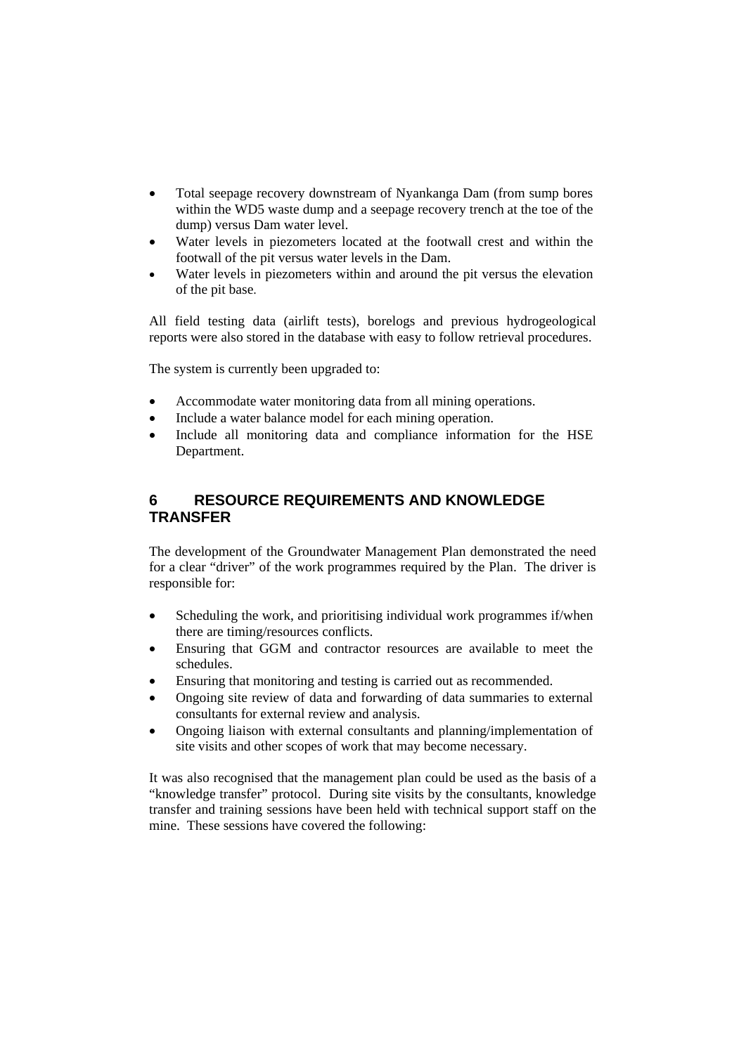- Total seepage recovery downstream of Nyankanga Dam (from sump bores within the WD5 waste dump and a seepage recovery trench at the toe of the dump) versus Dam water level.
- Water levels in piezometers located at the footwall crest and within the footwall of the pit versus water levels in the Dam.
- Water levels in piezometers within and around the pit versus the elevation of the pit base.

All field testing data (airlift tests), borelogs and previous hydrogeological reports were also stored in the database with easy to follow retrieval procedures.

The system is currently been upgraded to:

- Accommodate water monitoring data from all mining operations.
- Include a water balance model for each mining operation.
- Include all monitoring data and compliance information for the HSE Department.

# 6 RESOURCE REQUIREMENTS AND KNOWLEDGE TRANSFER

The development of the Groundwater Management Plan demonstrated the need for a clear "driver" of the work programmes required by the Plan. The driver is responsible for:

- Scheduling the work, and prioritising individual work programmes if/when there are timing/resources conflicts.
- Ensuring that GGM and contractor resources are available to meet the schedules.
- Ensuring that monitoring and testing is carried out as recommended.
- Ongoing site review of data and forwarding of data summaries to external consultants for external review and analysis.
- Ongoing liaison with external consultants and planning/implementation of site visits and other scopes of work that may become necessary.

It was also recognised that the management plan could be used as the basis of a "knowledge transfer" protocol. During site visits by the consultants, knowledge transfer and training sessions have been held with technical support staff on the mine. These sessions have covered the following: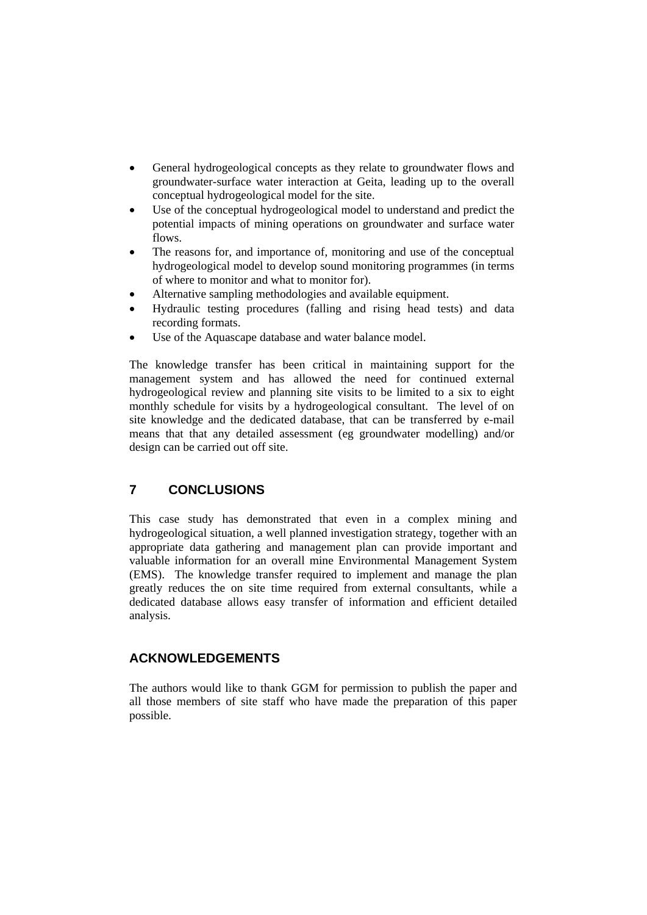- General hydrogeological concepts as they relate to groundwater flows and groundwater-surface water interaction at Geita, leading up to the overall conceptual hydrogeological model for the site.
- Use of the conceptual hydrogeological model to understand and predict the potential impacts of mining operations on groundwater and surface water flows.
- The reasons for, and importance of, monitoring and use of the conceptual hydrogeological model to develop sound monitoring programmes (in terms of where to monitor and what to monitor for).
- Alternative sampling methodologies and available equipment.
- Hydraulic testing procedures (falling and rising head tests) and data recording formats.
- Use of the Aquascape database and water balance model.

The knowledge transfer has been critical in maintaining support for the management system and has allowed the need for continued external hydrogeological review and planning site visits to be limited to a six to eight monthly schedule for visits by a hydrogeological consultant. The level of on site knowledge and the dedicated database, that can be transferred by e-mail means that that any detailed assessment (eg groundwater modelling) and/or design can be carried out off site.

## 7 CONCLUSIONS

This case study has demonstrated that even in a complex mining and hydrogeological situation, a well planned investigation strategy, together with an appropriate data gathering and management plan can provide important and valuable information for an overall mine Environmental Management System (EMS). The knowledge transfer required to implement and manage the plan greatly reduces the on site time required from external consultants, while a dedicated database allows easy transfer of information and efficient detailed analysis.

## ACKNOWLEDGEMENTS

The authors would like to thank GGM for permission to publish the paper and all those members of site staff who have made the preparation of this paper possible.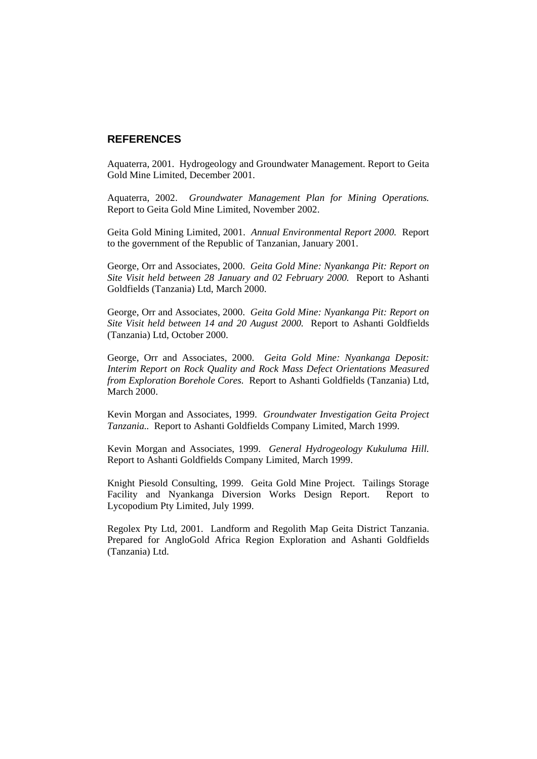## REFERENCES

Aquaterra, 2001. Hydrogeology and Groundwater Management. Report to Geita Gold Mine Limited, December 2001.

Aquaterra, 2002. *Groundwater Management Plan for Mining Operations.* Report to Geita Gold Mine Limited, November 2002.

Geita Gold Mining Limited, 2001. *Annual Environmental Report 2000.* Report to the government of the Republic of Tanzanian, January 2001.

George, Orr and Associates, 2000. *Geita Gold Mine: Nyankanga Pit: Report on Site Visit held between 28 January and 02 February 2000.* Report to Ashanti Goldfields (Tanzania) Ltd, March 2000.

George, Orr and Associates, 2000. *Geita Gold Mine: Nyankanga Pit: Report on Site Visit held between 14 and 20 August 2000.* Report to Ashanti Goldfields (Tanzania) Ltd, October 2000.

George, Orr and Associates, 2000. *Geita Gold Mine: Nyankanga Deposit: Interim Report on Rock Quality and Rock Mass Defect Orientations Measured from Exploration Borehole Cores.* Report to Ashanti Goldfields (Tanzania) Ltd, March 2000.

Kevin Morgan and Associates, 1999. *Groundwater Investigation Geita Project Tanzania..* Report to Ashanti Goldfields Company Limited, March 1999.

Kevin Morgan and Associates, 1999. *General Hydrogeology Kukuluma Hill.* Report to Ashanti Goldfields Company Limited, March 1999.

Knight Piesold Consulting, 1999. Geita Gold Mine Project. Tailings Storage Facility and Nyankanga Diversion Works Design Report. Report to Lycopodium Pty Limited, July 1999.

Regolex Pty Ltd, 2001. Landform and Regolith Map Geita District Tanzania. Prepared for AngloGold Africa Region Exploration and Ashanti Goldfields (Tanzania) Ltd.